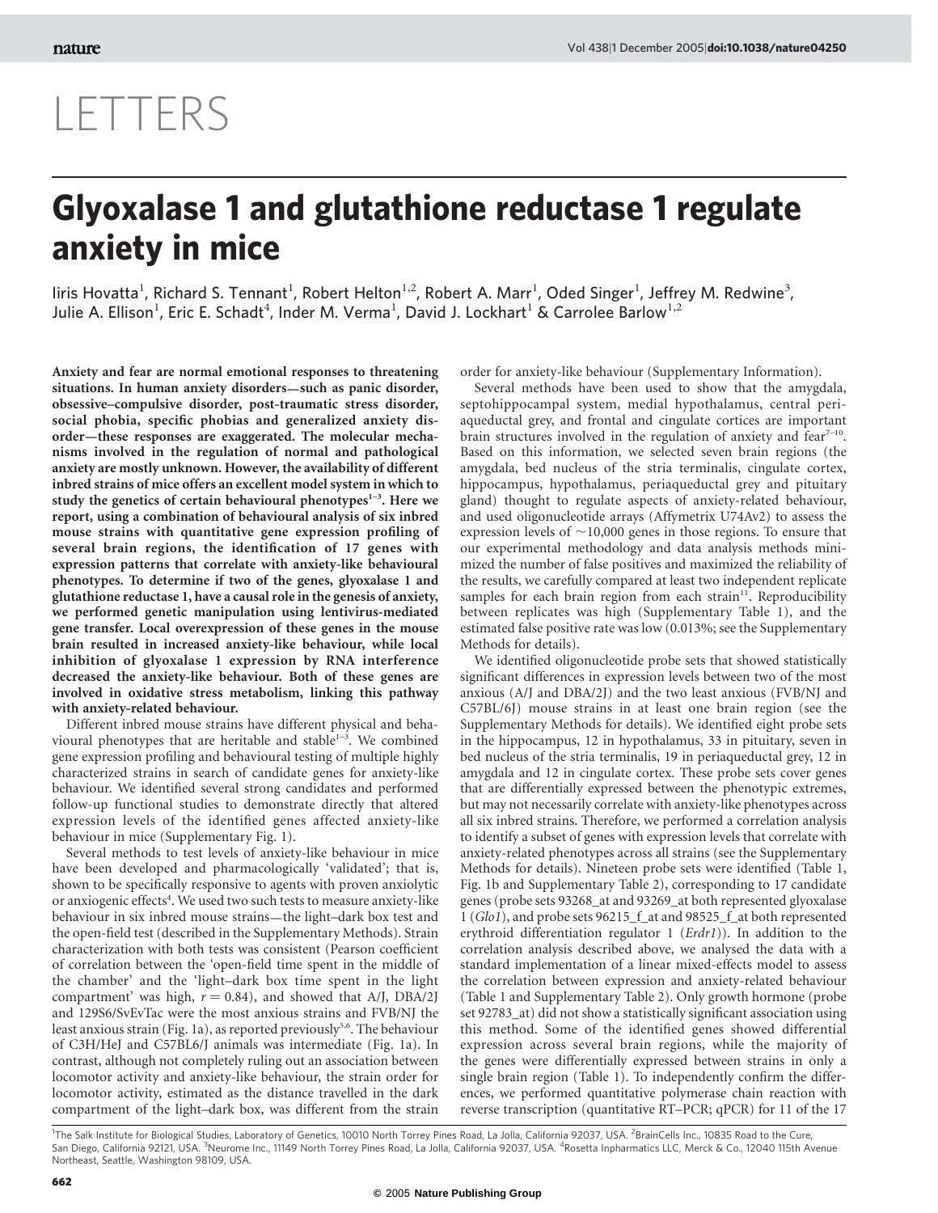# LETTERS

# Glyoxalase 1 and glutathione reductase 1 regulate anxiety in mice

Iiris Hovatta[1], Richard S. Tennant[1], Robert Helton[1,2], Robert A. Marr[1], Oded Singer[1], Jeffrey M. Redwine[3], Julie A. Ellison[1], Eric E. Schadt[4], Inder M. Verma[1], David J. Lockhart[1] & Carrolee Barlow[1,2]

**Anxiety and fear are normal emotional responses to threatening situations. In human anxiety disorders—such as panic disorder, obsessive–compulsive disorder, post-traumatic stress disorder, social phobia, specific phobias and generalized anxiety disorder—these responses are exaggerated. The molecular mechanisms involved in the regulation of normal and pathological anxiety are mostly unknown. However, the availability of different inbred strains of mice offers an excellent model system in which to study the genetics of certain behavioural phenotypes[1–3]. Here we report, using a combination of behavioural analysis of six inbred mouse strains with quantitative gene expression profiling of several brain regions, the identification of 17 genes with expression patterns that correlate with anxiety-like behavioural phenotypes. To determine if two of the genes, glyoxalase 1 and glutathione reductase 1, have a causal role in the genesis of anxiety, we performed genetic manipulation using lentivirus-mediated gene transfer. Local overexpression of these genes in the mouse brain resulted in increased anxiety-like behaviour, while local inhibition of glyoxalase 1 expression by RNA interference decreased the anxiety-like behaviour. Both of these genes are involved in oxidative stress metabolism, linking this pathway with anxiety-related behaviour.**

Different inbred mouse strains have different physical and behavioural phenotypes that are heritable and stable[1–3]. We combined gene expression profiling and behavioural testing of multiple highly characterized strains in search of candidate genes for anxiety-like behaviour. We identified several strong candidates and performed follow-up functional studies to demonstrate directly that altered expression levels of the identified genes affected anxiety-like behaviour in mice (Supplementary Fig. 1).

Several methods to test levels of anxiety-like behaviour in mice have been developed and pharmacologically 'validated'; that is, shown to be specifically responsive to agents with proven anxiolytic or anxiogenic effects[4]. We used two such tests to measure anxiety-like behaviour in six inbred mouse strains—the light–dark box test and the open-field test (described in the Supplementary Methods). Strain characterization with both tests was consistent (Pearson coefficient of correlation between the 'open-field time spent in the middle of the chamber' and the 'light–dark box time spent in the light compartment' was high, $r = 0.84$), and showed that A/J, DBA/2J and 129S6/SvEvTac were the most anxious strains and FVB/NJ the least anxious strain (Fig. 1a), as reported previously[5,6]. The behaviour of C3H/HeJ and C57BL6/J animals was intermediate (Fig. 1a). In contrast, although not completely ruling out an association between locomotor activity and anxiety-like behaviour, the strain order for locomotor activity, estimated as the distance travelled in the dark compartment of the light–dark box, was different from the strain order for anxiety-like behaviour (Supplementary Information).

Several methods have been used to show that the amygdala, septohippocampal system, medial hypothalamus, central periaqueductal grey, and frontal and cingulate cortices are important brain structures involved in the regulation of anxiety and fear[7–10]. Based on this information, we selected seven brain regions (the amygdala, bed nucleus of the stria terminalis, cingulate cortex, hippocampus, hypothalamus, periaqueductal grey and pituitary gland) thought to regulate aspects of anxiety-related behaviour, and used oligonucleotide arrays (Affymetrix U74Av2) to assess the expression levels of ~10,000 genes in those regions. To ensure that our experimental methodology and data analysis methods minimized the number of false positives and maximized the reliability of the results, we carefully compared at least two independent replicate samples for each brain region from each strain[11]. Reproducibility between replicates was high (Supplementary Table 1), and the estimated false positive rate was low (0.013%; see the Supplementary Methods for details).

We identified oligonucleotide probe sets that showed statistically significant differences in expression levels between two of the most anxious (A/J and DBA/2J) and the two least anxious (FVB/NJ and C57BL/6J) mouse strains in at least one brain region (see the Supplementary Methods for details). We identified eight probe sets in the hippocampus, 12 in hypothalamus, 33 in pituitary, seven in bed nucleus of the stria terminalis, 19 in periaqueductal grey, 12 in amygdala and 12 in cingulate cortex. These probe sets cover genes that are differentially expressed between the phenotypic extremes, but may not necessarily correlate with anxiety-like phenotypes across all six inbred strains. Therefore, we performed a correlation analysis to identify a subset of genes with expression levels that correlate with anxiety-related phenotypes across all strains (see the Supplementary Methods for details). Nineteen probe sets were identified (Table 1, Fig. 1b and Supplementary Table 2), corresponding to 17 candidate genes (probe sets 93268_at and 93269_at both represented glyoxalase 1 (*Glo1*), and probe sets 96215_f_at and 98525_f_at both represented erythroid differentiation regulator 1 (*Erdr1*)). In addition to the correlation analysis described above, we analysed the data with a standard implementation of a linear mixed-effects model to assess the correlation between expression and anxiety-related behaviour (Table 1 and Supplementary Table 2). Only growth hormone (probe set 92783_at) did not show a statistically significant association using this method. Some of the identified genes showed differential expression across several brain regions, while the majority of the genes were differentially expressed between strains in only a single brain region (Table 1). To independently confirm the differences, we performed quantitative polymerase chain reaction with reverse transcription (quantitative RT–PCR; qPCR) for 11 of the 17

[1]The Salk Institute for Biological Studies, Laboratory of Genetics, 10010 North Torrey Pines Road, La Jolla, California 92037, USA. [2]BrainCells Inc., 10835 Road to the Cure, San Diego, California 92121, USA. [3]Neurome Inc., 11149 North Torrey Pines Road, La Jolla, California 92037, USA. [4]Rosetta Inpharmatics LLC, Merck & Co., 12040 115th Avenue Northeast, Seattle, Washington 98109, USA.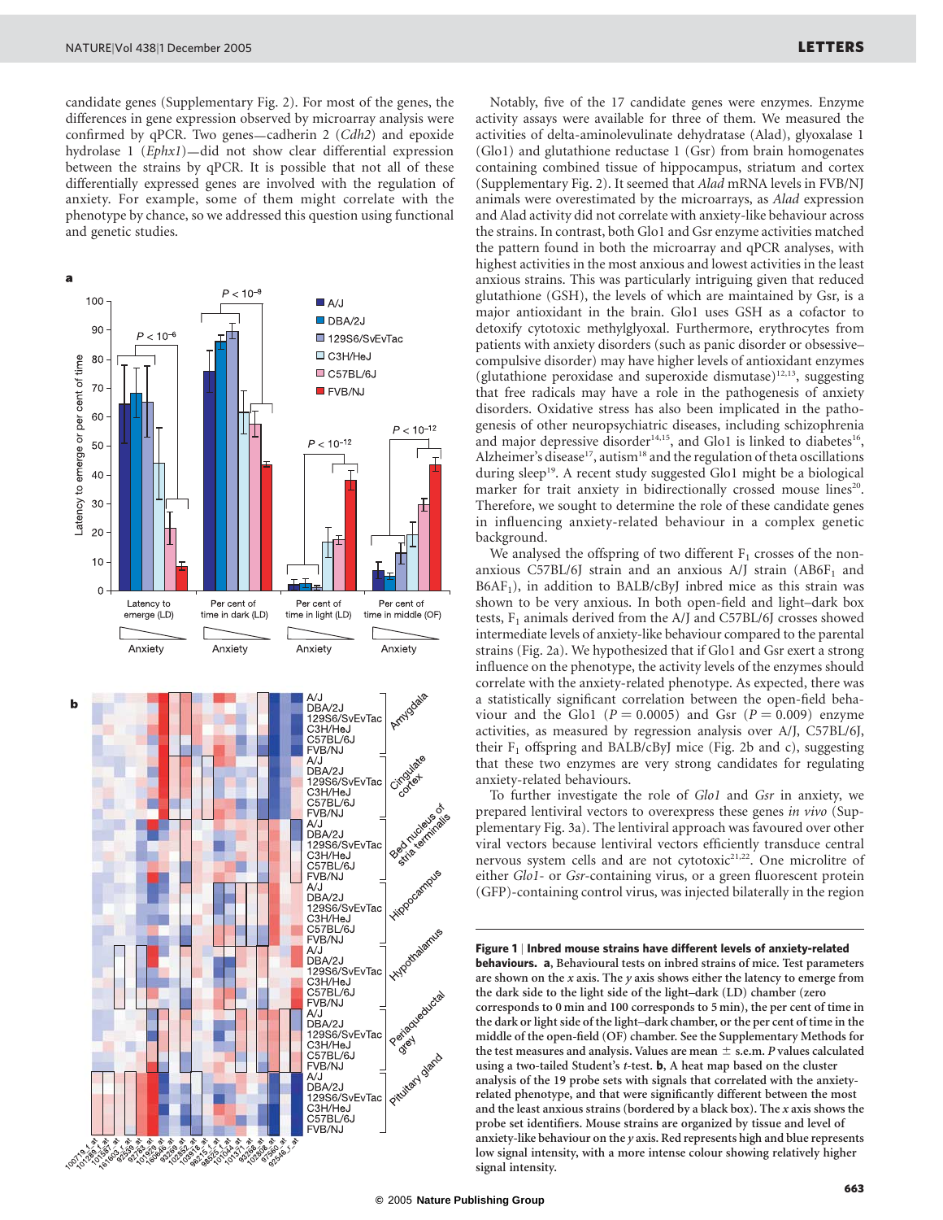candidate genes (Supplementary Fig. 2). For most of the genes, the differences in gene expression observed by microarray analysis were confirmed by qPCR. Two genes—cadherin 2 (*Cdh2*) and epoxide hydrolase 1 (*Ephx1*)—did not show clear differential expression between the strains by qPCR. It is possible that not all of these differentially expressed genes are involved with the regulation of anxiety. For example, some of them might correlate with the phenotype by chance, so we addressed this question using functional and genetic studies.

**Figure 1 | Inbred mouse strains have different levels of anxiety-related behaviours. a**, Behavioural tests on inbred strains of mice. Test parameters are shown on the *x* axis. The *y* axis shows either the latency to emerge from the dark side to the light side of the light–dark (LD) chamber (zero corresponds to 0 min and 100 corresponds to 5 min), the per cent of time in the dark or light side of the light–dark chamber, or the per cent of time in the middle of the open-field (OF) chamber. See the Supplementary Methods for the test measures and analysis. Values are mean ± s.e.m. *P* values calculated using a two-tailed Student's *t*-test. **b**, A heat map based on the cluster analysis of the 19 probe sets with signals that correlated with the anxiety-related phenotype, and that were significantly different between the most and the least anxious strains (bordered by a black box). The *x* axis shows the probe set identifiers. Mouse strains are organized by tissue and level of anxiety-like behaviour on the *y* axis. Red represents high and blue represents low signal intensity, with a more intense colour showing relatively higher signal intensity.

Notably, five of the 17 candidate genes were enzymes. Enzyme activity assays were available for three of them. We measured the activities of delta-aminolevulinate dehydratase (Alad), glyoxalase 1 (Glo1) and glutathione reductase 1 (Gsr) from brain homogenates containing combined tissue of hippocampus, striatum and cortex (Supplementary Fig. 2). It seemed that *Alad* mRNA levels in FVB/NJ animals were overestimated by the microarrays, as *Alad* expression and Alad activity did not correlate with anxiety-like behaviour across the strains. In contrast, both Glo1 and Gsr enzyme activities matched the pattern found in both the microarray and qPCR analyses, with highest activities in the most anxious and lowest activities in the least anxious strains. This was particularly intriguing given that reduced glutathione (GSH), the levels of which are maintained by Gsr, is a major antioxidant in the brain. Glo1 uses GSH as a cofactor to detoxify cytotoxic methylglyoxal. Furthermore, erythrocytes from patients with anxiety disorders (such as panic disorder or obsessive–compulsive disorder) may have higher levels of antioxidant enzymes (glutathione peroxidase and superoxide dismutase)[12,13], suggesting that free radicals may have a role in the pathogenesis of anxiety disorders. Oxidative stress has also been implicated in the pathogenesis of other neuropsychiatric diseases, including schizophrenia and major depressive disorder[14,15], and Glo1 is linked to diabetes[16], Alzheimer's disease[17], autism[18] and the regulation of theta oscillations during sleep[19]. A recent study suggested Glo1 might be a biological marker for trait anxiety in bidirectionally crossed mouse lines[20]. Therefore, we sought to determine the role of these candidate genes in influencing anxiety-related behaviour in a complex genetic background.

We analysed the offspring of two different $F_1$ crosses of the non-anxious C57BL/6J strain and an anxious A/J strain ($AB6F_1$ and $B6AF_1$), in addition to BALB/cByJ inbred mice as this strain was shown to be very anxious. In both open-field and light–dark box tests, $F_1$ animals derived from the A/J and C57BL/6J crosses showed intermediate levels of anxiety-like behaviour compared to the parental strains (Fig. 2a). We hypothesized that if Glo1 and Gsr exert a strong influence on the phenotype, the activity levels of the enzymes should correlate with the anxiety-related phenotype. As expected, there was a statistically significant correlation between the open-field behaviour and the Glo1 ($P = 0.0005$) and Gsr ($P = 0.009$) enzyme activities, as measured by regression analysis over A/J, C57BL/6J, their $F_1$ offspring and BALB/cByJ mice (Fig. 2b and c), suggesting that these two enzymes are very strong candidates for regulating anxiety-related behaviours.

To further investigate the role of *Glo1* and *Gsr* in anxiety, we prepared lentiviral vectors to overexpress these genes *in vivo* (Supplementary Fig. 3a). The lentiviral approach was favoured over other viral vectors because lentiviral vectors efficiently transduce central nervous system cells and are not cytotoxic[21,22]. One microlitre of either *Glo1*- or *Gsr*-containing virus, or a green fluorescent protein (GFP)-containing control virus, was injected bilaterally in the region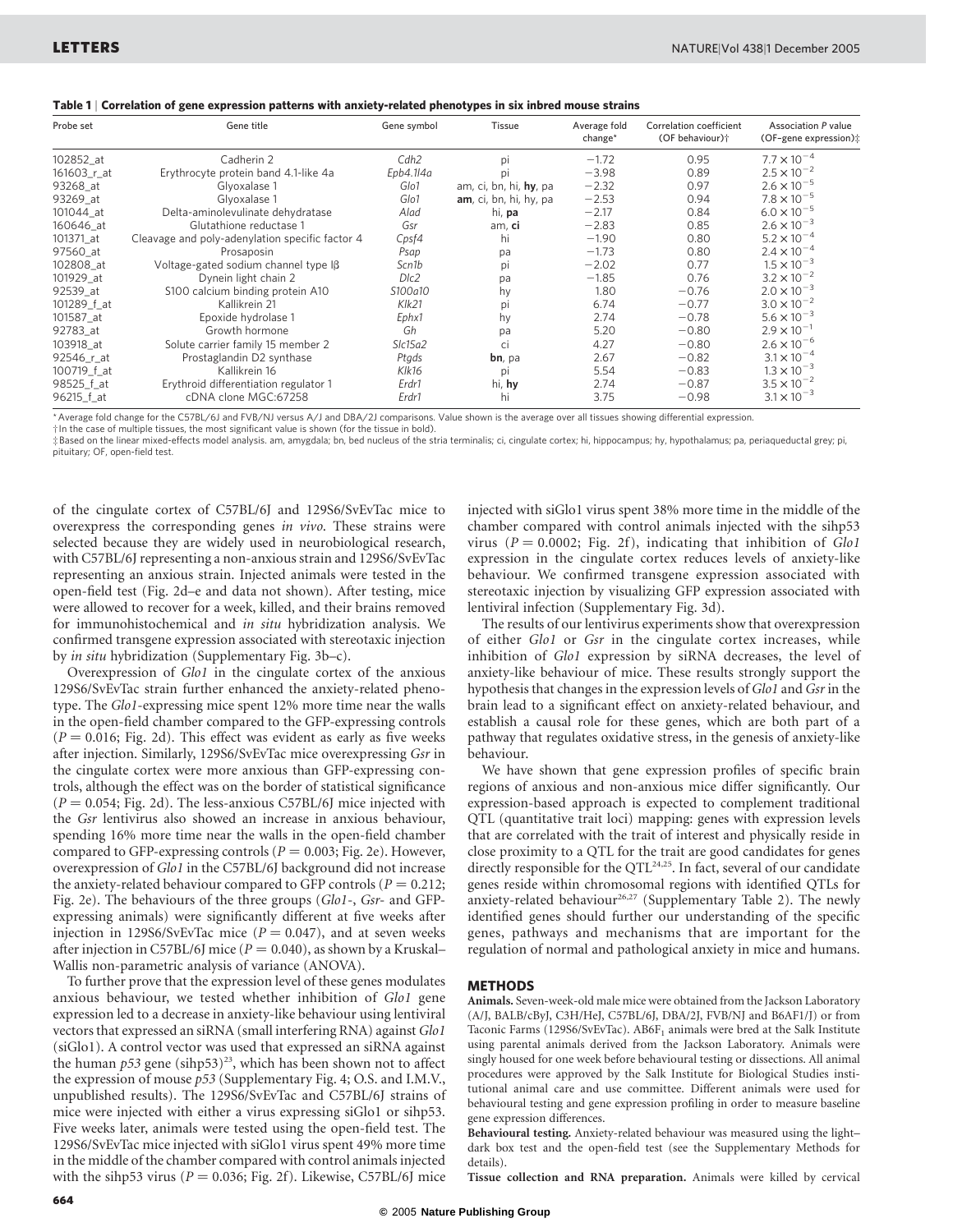**Table 1 | Correlation of gene expression patterns with anxiety-related phenotypes in six inbred mouse strains**

| Probe set | Gene title | Gene symbol | Tissue | Average fold change* | Correlation coefficient (OF behaviour)† | Association P value (OF–gene expression)‡ |
|---|---|---|---|---|---|---|
| 102852_at | Cadherin 2 | *Cdh2* | pi | −1.72 | 0.95 | $7.7 \times 10^{-4}$ |
| 161603_r_at | Erythrocyte protein band 4.1-like 4a | *Epb4.1l4a* | pi | −3.98 | 0.89 | $2.5 \times 10^{-2}$ |
| 93268_at | Glyoxalase 1 | *Glo1* | am, ci, bn, hi, **hy**, pa | −2.32 | 0.97 | $2.6 \times 10^{-5}$ |
| 93269_at | Glyoxalase 1 | *Glo1* | **am**, ci, bn, hi, hy, pa | −2.53 | 0.94 | $7.8 \times 10^{-5}$ |
| 101044_at | Delta-aminolevulinate dehydratase | *Alad* | hi, **pa** | −2.17 | 0.84 | $6.0 \times 10^{-5}$ |
| 160646_at | Glutathione reductase 1 | *Gsr* | am, **ci** | −2.83 | 0.85 | $2.6 \times 10^{-3}$ |
| 101371_at | Cleavage and poly-adenylation specific factor 4 | *Cpsf4* | hi | −1.90 | 0.80 | $5.2 \times 10^{-4}$ |
| 97560_at | Prosaposin | *Psap* | pa | −1.73 | 0.80 | $2.4 \times 10^{-4}$ |
| 102808_at | Voltage-gated sodium channel type Iβ | *Scn1b* | pi | −2.02 | 0.77 | $1.5 \times 10^{-3}$ |
| 101929_at | Dynein light chain 2 | *Dlc2* | pa | −1.85 | 0.76 | $3.2 \times 10^{-2}$ |
| 92539_at | S100 calcium binding protein A10 | *S100a10* | hy | 1.80 | −0.76 | $2.0 \times 10^{-3}$ |
| 101289_f_at | Kallikrein 21 | *Klk21* | pi | 6.74 | −0.77 | $3.0 \times 10^{-2}$ |
| 101587_at | Epoxide hydrolase 1 | *Ephx1* | hy | 2.74 | −0.78 | $5.6 \times 10^{-3}$ |
| 92783_at | Growth hormone | *Gh* | pa | 5.20 | −0.80 | $2.9 \times 10^{-1}$ |
| 103918_at | Solute carrier family 15 member 2 | *Slc15a2* | ci | 4.27 | −0.80 | $2.6 \times 10^{-6}$ |
| 92546_r_at | Prostaglandin D2 synthase | *Ptgds* | **bn**, pa | 2.67 | −0.82 | $3.1 \times 10^{-4}$ |
| 100719_f_at | Kallikrein 16 | *Klk16* | pi | 5.54 | −0.83 | $1.3 \times 10^{-3}$ |
| 98525_f_at | Erythroid differentiation regulator 1 | *Erdr1* | hi, **hy** | 2.74 | −0.87 | $3.5 \times 10^{-2}$ |
| 96215_f_at | cDNA clone MGC:67258 | *Erdr1* | hi | 3.75 | −0.98 | $3.1 \times 10^{-3}$ |

\* Average fold change for the C57BL/6J and FVB/NJ versus A/J and DBA/2J comparisons. Value shown is the average over all tissues showing differential expression.
† In the case of multiple tissues, the most significant value is shown (for the tissue in bold).
‡ Based on the linear mixed-effects model analysis. am, amygdala; bn, bed nucleus of the stria terminalis; ci, cingulate cortex; hi, hippocampus; hy, hypothalamus; pa, periaqueductal grey; pi, pituitary; OF, open-field test.

of the cingulate cortex of C57BL/6J and 129S6/SvEvTac mice to overexpress the corresponding genes *in vivo*. These strains were selected because they are widely used in neurobiological research, with C57BL/6J representing a non-anxious strain and 129S6/SvEvTac representing an anxious strain. Injected animals were tested in the open-field test (Fig. 2d–e and data not shown). After testing, mice were allowed to recover for a week, killed, and their brains removed for immunohistochemical and *in situ* hybridization analysis. We confirmed transgene expression associated with stereotaxic injection by *in situ* hybridization (Supplementary Fig. 3b–c).

Overexpression of *Glo1* in the cingulate cortex of the anxious 129S6/SvEvTac strain further enhanced the anxiety-related phenotype. The *Glo1*-expressing mice spent 12% more time near the walls in the open-field chamber compared to the GFP-expressing controls ($P = 0.016$; Fig. 2d). This effect was evident as early as five weeks after injection. Similarly, 129S6/SvEvTac mice overexpressing *Gsr* in the cingulate cortex were more anxious than GFP-expressing controls, although the effect was on the border of statistical significance ($P = 0.054$; Fig. 2d). The less-anxious C57BL/6J mice injected with the *Gsr* lentivirus also showed an increase in anxious behaviour, spending 16% more time near the walls in the open-field chamber compared to GFP-expressing controls ($P = 0.003$; Fig. 2e). However, overexpression of *Glo1* in the C57BL/6J background did not increase the anxiety-related behaviour compared to GFP controls ($P = 0.212$; Fig. 2e). The behaviours of the three groups (*Glo1*-, *Gsr*- and GFP-expressing animals) were significantly different at five weeks after injection in 129S6/SvEvTac mice ($P = 0.047$), and at seven weeks after injection in C57BL/6J mice ($P = 0.040$), as shown by a Kruskal–Wallis non-parametric analysis of variance (ANOVA).

To further prove that the expression level of these genes modulates anxious behaviour, we tested whether inhibition of *Glo1* gene expression led to a decrease in anxiety-like behaviour using lentiviral vectors that expressed an siRNA (small interfering RNA) against *Glo1* (siGlo1). A control vector was used that expressed an siRNA against the human *p53* gene (sihp53)[23], which has been shown not to affect the expression of mouse *p53* (Supplementary Fig. 4; O.S. and I.M.V., unpublished results). The 129S6/SvEvTac and C57BL/6J strains of mice were injected with either a virus expressing siGlo1 or sihp53. Five weeks later, animals were tested using the open-field test. The 129S6/SvEvTac mice injected with siGlo1 virus spent 49% more time in the middle of the chamber compared with control animals injected with the sihp53 virus ($P = 0.036$; Fig. 2f). Likewise, C57BL/6J mice injected with siGlo1 virus spent 38% more time in the middle of the chamber compared with control animals injected with the sihp53 virus ($P = 0.0002$; Fig. 2f), indicating that inhibition of *Glo1* expression in the cingulate cortex reduces levels of anxiety-like behaviour. We confirmed transgene expression associated with stereotaxic injection by visualizing GFP expression associated with lentiviral infection (Supplementary Fig. 3d).

The results of our lentivirus experiments show that overexpression of either *Glo1* or *Gsr* in the cingulate cortex increases, while inhibition of *Glo1* expression by siRNA decreases, the level of anxiety-like behaviour of mice. These results strongly support the hypothesis that changes in the expression levels of *Glo1* and *Gsr* in the brain lead to a significant effect on anxiety-related behaviour, and establish a causal role for these genes, which are both part of a pathway that regulates oxidative stress, in the genesis of anxiety-like behaviour.

We have shown that gene expression profiles of specific brain regions of anxious and non-anxious mice differ significantly. Our expression-based approach is expected to complement traditional QTL (quantitative trait loci) mapping: genes with expression levels that are correlated with the trait of interest and physically reside in close proximity to a QTL for the trait are good candidates for genes directly responsible for the QTL[24,25]. In fact, several of our candidate genes reside within chromosomal regions with identified QTLs for anxiety-related behaviour[26,27] (Supplementary Table 2). The newly identified genes should further our understanding of the specific genes, pathways and mechanisms that are important for the regulation of normal and pathological anxiety in mice and humans.

## METHODS

**Animals.** Seven-week-old male mice were obtained from the Jackson Laboratory (A/J, BALB/cByJ, C3H/HeJ, C57BL/6J, DBA/2J, FVB/NJ and B6AF1/J) or from Taconic Farms (129S6/SvEvTac). AB6$F_1$ animals were bred at the Salk Institute using parental animals derived from the Jackson Laboratory. Animals were singly housed for one week before behavioural testing or dissections. All animal procedures were approved by the Salk Institute for Biological Studies institutional animal care and use committee. Different animals were used for behavioural testing and gene expression profiling in order to measure baseline gene expression differences.

**Behavioural testing.** Anxiety-related behaviour was measured using the light–dark box test and the open-field test (see the Supplementary Methods for details).

**Tissue collection and RNA preparation.** Animals were killed by cervical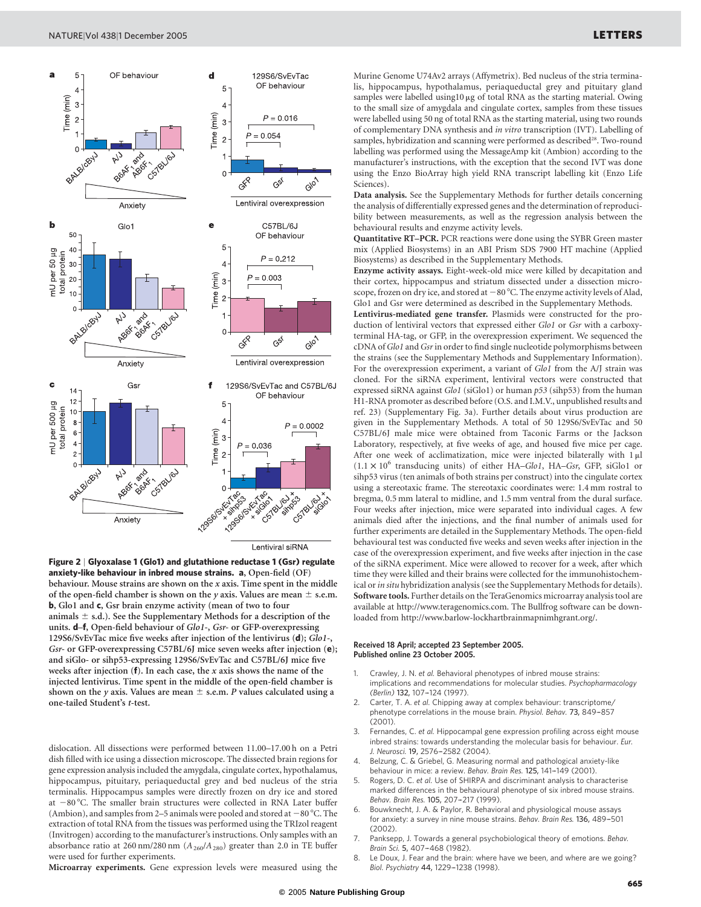**Figure 2 | Glyoxalase 1 (Glo1) and glutathione reductase 1 (Gsr) regulate anxiety-like behaviour in inbred mouse strains. a,** Open-field (OF) behaviour. Mouse strains are shown on the *x* axis. Time spent in the middle of the open-field chamber is shown on the *y* axis. Values are mean ± s.e.m. **b,** Glo1 and **c,** Gsr brain enzyme activity (mean of two to four animals ± s.d.). See the Supplementary Methods for a description of the units. **d–f,** Open-field behaviour of *Glo1*-, *Gsr*- or GFP-expressing 129S6/SvEvTac mice five weeks after injection of the lentivirus (**d**); *Glo1*-, *Gsr*- or GFP-overexpressing C57BL/6J mice seven weeks after injection (**e**); and siGlo- or sihp53-expressing 129S6/SvEvTac and C57BL/6J mice five weeks after injection (**f**). In each case, the *x* axis shows the name of the injected lentivirus. Time spent in the middle of the open-field chamber is shown on the *y* axis. Values are mean ± s.e.m. *P* values calculated using a one-tailed Student's *t*-test.

dislocation. All dissections were performed between 11.00–17.00 h on a Petri dish filled with ice using a dissection microscope. The dissected brain regions for gene expression analysis included the amygdala, cingulate cortex, hypothalamus, hippocampus, pituitary, periaqueductal grey and bed nucleus of the stria terminalis. Hippocampus samples were directly frozen on dry ice and stored at −80 °C. The smaller brain structures were collected in RNA Later buffer (Ambion), and samples from 2–5 animals were pooled and stored at −80 °C. The extraction of total RNA from the tissues was performed using the TRIzol reagent (Invitrogen) according to the manufacturer's instructions. Only samples with an absorbance ratio at 260 nm/280 nm ($A_{260}/A_{280}$) greater than 2.0 in TE buffer were used for further experiments.

**Microarray experiments.** Gene expression levels were measured using the Murine Genome U74Av2 arrays (Affymetrix). Bed nucleus of the stria terminalis, hippocampus, hypothalamus, periaqueductal grey and pituitary gland samples were labelled using10 µg of total RNA as the starting material. Owing to the small size of amygdala and cingulate cortex, samples from these tissues were labelled using 50 ng of total RNA as the starting material, using two rounds of complementary DNA synthesis and *in vitro* transcription (IVT). Labelling of samples, hybridization and scanning were performed as described[28]. Two-round labelling was performed using the MessageAmp kit (Ambion) according to the manufacturer's instructions, with the exception that the second IVT was done using the Enzo BioArray high yield RNA transcript labelling kit (Enzo Life Sciences).

**Data analysis.** See the Supplementary Methods for further details concerning the analysis of differentially expressed genes and the determination of reproducibility between measurements, as well as the regression analysis between the behavioural results and enzyme activity levels.

**Quantitative RT–PCR.** PCR reactions were done using the SYBR Green master mix (Applied Biosystems) in an ABI Prism SDS 7900 HT machine (Applied Biosystems) as described in the Supplementary Methods.

**Enzyme activity assays.** Eight-week-old mice were killed by decapitation and their cortex, hippocampus and striatum dissected under a dissection microscope, frozen on dry ice, and stored at −80 °C. The enzyme activity levels of Alad, Glo1 and Gsr were determined as described in the Supplementary Methods.

**Lentivirus-mediated gene transfer.** Plasmids were constructed for the production of lentiviral vectors that expressed either *Glo1* or *Gsr* with a carboxy-terminal HA-tag, or GFP, in the overexpression experiment. We sequenced the cDNA of *Glo1* and *Gsr* in order to find single nucleotide polymorphisms between the strains (see the Supplementary Methods and Supplementary Information). For the overexpression experiment, a variant of *Glo1* from the A/J strain was cloned. For the siRNA experiment, lentiviral vectors were constructed that expressed siRNA against *Glo1* (siGlo1) or human *p53* (sihp53) from the human H1-RNA promoter as described before (O.S. and I.M.V., unpublished results and ref. 23) (Supplementary Fig. 3a). Further details about virus production are given in the Supplementary Methods. A total of 50 129S6/SvEvTac and 50 C57BL/6J male mice were obtained from Taconic Farms or the Jackson Laboratory, respectively, at five weeks of age, and housed five mice per cage. After one week of acclimatization, mice were injected bilaterally with 1 µl ($1.1 \times 10^6$ transducing units) of either HA–*Glo1*, HA–*Gsr*, GFP, siGlo1 or sihp53 virus (ten animals of both strains per construct) into the cingulate cortex using a stereotaxic frame. The stereotaxic coordinates were: 1.4 mm rostral to bregma, 0.5 mm lateral to midline, and 1.5 mm ventral from the dural surface. Four weeks after injection, mice were separated into individual cages. A few animals died after the injections, and the final number of animals used for further experiments are detailed in the Supplementary Methods. The open-field behavioural test was conducted five weeks and seven weeks after injection in the case of the overexpression experiment, and five weeks after injection in the case of the siRNA experiment. Mice were allowed to recover for a week, after which time they were killed and their brains were collected for the immunohistochemical or *in situ* hybridization analysis (see the Supplementary Methods for details).

**Software tools.** Further details on the TeraGenomics microarray analysis tool are available at http://www.teragenomics.com. The Bullfrog software can be downloaded from http://www.barlow-lockhartbrainmapnimhgrant.org/.

**Received 18 April; accepted 23 September 2005.**
**Published online 23 October 2005.**

1. Crawley, J. N. *et al.* Behavioral phenotypes of inbred mouse strains: implications and recommendations for molecular studies. *Psychopharmacology (Berlin)* **132,** 107–124 (1997).
2. Carter, T. A. *et al.* Chipping away at complex behaviour: transcriptome/phenotype correlations in the mouse brain. *Physiol. Behav.* **73,** 849–857 (2001).
3. Fernandes, C. *et al.* Hippocampal gene expression profiling across eight mouse inbred strains: towards understanding the molecular basis for behaviour. *Eur. J. Neurosci.* **19,** 2576–2582 (2004).
4. Belzung, C. & Griebel, G. Measuring normal and pathological anxiety-like behaviour in mice: a review. *Behav. Brain Res.* **125,** 141–149 (2001).
5. Rogers, D. C. *et al.* Use of SHIRPA and discriminant analysis to characterise marked differences in the behavioural phenotype of six inbred mouse strains. *Behav. Brain Res.* **105,** 207–217 (1999).
6. Bouwknecht, J. A. & Paylor, R. Behavioral and physiological mouse assays for anxiety: a survey in nine mouse strains. *Behav. Brain Res.* **136,** 489–501 (2002).
7. Panksepp, J. Towards a general psychobiological theory of emotions. *Behav. Brain Sci.* **5,** 407–468 (1982).
8. Le Doux, J. Fear and the brain: where have we been, and where are we going? *Biol. Psychiatry* **44,** 1229–1238 (1998).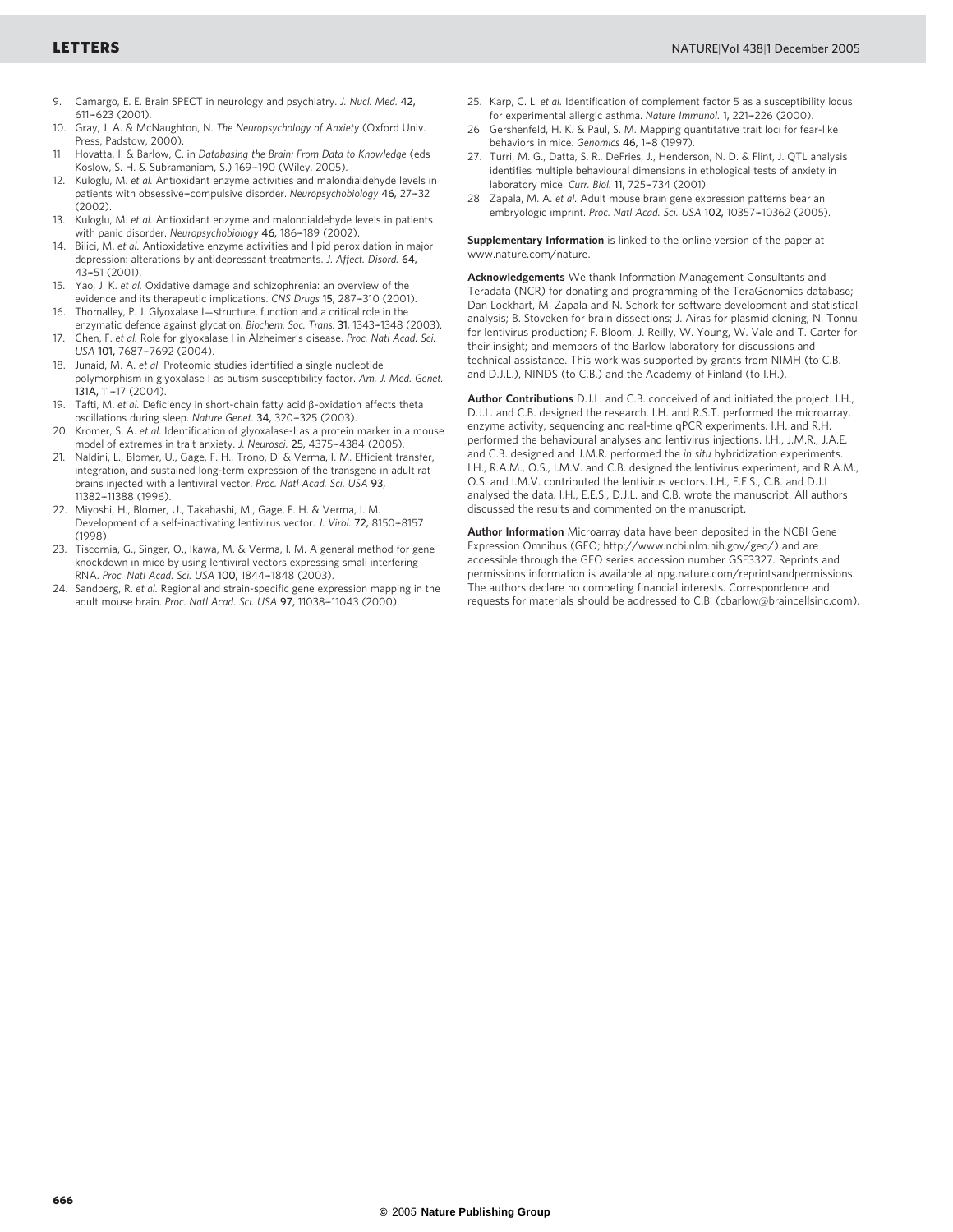9. Camargo, E. E. Brain SPECT in neurology and psychiatry. *J. Nucl. Med.* **42,** 611–623 (2001).
10. Gray, J. A. & McNaughton, N. *The Neuropsychology of Anxiety* (Oxford Univ. Press, Padstow, 2000).
11. Hovatta, I. & Barlow, C. in *Databasing the Brain: From Data to Knowledge* (eds Koslow, S. H. & Subramaniam, S.) 169–190 (Wiley, 2005).
12. Kuloglu, M. *et al.* Antioxidant enzyme activities and malondialdehyde levels in patients with obsessive–compulsive disorder. *Neuropsychobiology* **46,** 27–32 (2002).
13. Kuloglu, M. *et al.* Antioxidant enzyme and malondialdehyde levels in patients with panic disorder. *Neuropsychobiology* **46,** 186–189 (2002).
14. Bilici, M. *et al.* Antioxidative enzyme activities and lipid peroxidation in major depression: alterations by antidepressant treatments. *J. Affect. Disord.* **64,** 43–51 (2001).
15. Yao, J. K. *et al.* Oxidative damage and schizophrenia: an overview of the evidence and its therapeutic implications. *CNS Drugs* **15,** 287–310 (2001).
16. Thornalley, P. J. Glyoxalase I—structure, function and a critical role in the enzymatic defence against glycation. *Biochem. Soc. Trans.* **31,** 1343–1348 (2003).
17. Chen, F. *et al.* Role for glyoxalase I in Alzheimer's disease. *Proc. Natl Acad. Sci. USA* **101,** 7687–7692 (2004).
18. Junaid, M. A. *et al.* Proteomic studies identified a single nucleotide polymorphism in glyoxalase I as autism susceptibility factor. *Am. J. Med. Genet.* **131A,** 11–17 (2004).
19. Tafti, M. *et al.* Deficiency in short-chain fatty acid β-oxidation affects theta oscillations during sleep. *Nature Genet.* **34,** 320–325 (2003).
20. Kromer, S. A. *et al.* Identification of glyoxalase-I as a protein marker in a mouse model of extremes in trait anxiety. *J. Neurosci.* **25,** 4375–4384 (2005).
21. Naldini, L., Blomer, U., Gage, F. H., Trono, D. & Verma, I. M. Efficient transfer, integration, and sustained long-term expression of the transgene in adult rat brains injected with a lentiviral vector. *Proc. Natl Acad. Sci. USA* **93,** 11382–11388 (1996).
22. Miyoshi, H., Blomer, U., Takahashi, M., Gage, F. H. & Verma, I. M. Development of a self-inactivating lentivirus vector. *J. Virol.* **72,** 8150–8157 (1998).
23. Tiscornia, G., Singer, O., Ikawa, M. & Verma, I. M. A general method for gene knockdown in mice by using lentiviral vectors expressing small interfering RNA. *Proc. Natl Acad. Sci. USA* **100,** 1844–1848 (2003).
24. Sandberg, R. *et al.* Regional and strain-specific gene expression mapping in the adult mouse brain. *Proc. Natl Acad. Sci. USA* **97,** 11038–11043 (2000).
25. Karp, C. L. *et al.* Identification of complement factor 5 as a susceptibility locus for experimental allergic asthma. *Nature Immunol.* **1,** 221–226 (2000).
26. Gershenfeld, H. K. & Paul, S. M. Mapping quantitative trait loci for fear-like behaviors in mice. *Genomics* **46,** 1–8 (1997).
27. Turri, M. G., Datta, S. R., DeFries, J., Henderson, N. D. & Flint, J. QTL analysis identifies multiple behavioural dimensions in ethological tests of anxiety in laboratory mice. *Curr. Biol.* **11,** 725–734 (2001).
28. Zapala, M. A. *et al.* Adult mouse brain gene expression patterns bear an embryologic imprint. *Proc. Natl Acad. Sci. USA* **102,** 10357–10362 (2005).

**Supplementary Information** is linked to the online version of the paper at www.nature.com/nature.

**Acknowledgements** We thank Information Management Consultants and Teradata (NCR) for donating and programming of the TeraGenomics database; Dan Lockhart, M. Zapala and N. Schork for software development and statistical analysis; B. Stoveken for brain dissections; J. Airas for plasmid cloning; N. Tonnu for lentivirus production; F. Bloom, J. Reilly, W. Young, W. Vale and T. Carter for their insight; and members of the Barlow laboratory for discussions and technical assistance. This work was supported by grants from NIMH (to C.B. and D.J.L.), NINDS (to C.B.) and the Academy of Finland (to I.H.).

**Author Contributions** D.J.L. and C.B. conceived of and initiated the project. I.H., D.J.L. and C.B. designed the research. I.H. and R.S.T. performed the microarray, enzyme activity, sequencing and real-time qPCR experiments. I.H. and R.H. performed the behavioural analyses and lentivirus injections. I.H., J.M.R., J.A.E. and C.B. designed and J.M.R. performed the *in situ* hybridization experiments. I.H., R.A.M., O.S., I.M.V. and C.B. designed the lentivirus experiment, and R.A.M., O.S. and I.M.V. contributed the lentivirus vectors. I.H., E.E.S., C.B. and D.J.L. analysed the data. I.H., E.E.S., D.J.L. and C.B. wrote the manuscript. All authors discussed the results and commented on the manuscript.

**Author Information** Microarray data have been deposited in the NCBI Gene Expression Omnibus (GEO; http://www.ncbi.nlm.nih.gov/geo/) and are accessible through the GEO series accession number GSE3327. Reprints and permissions information is available at npg.nature.com/reprintsandpermissions. The authors declare no competing financial interests. Correspondence and requests for materials should be addressed to C.B. (cbarlow@braincellsinc.com).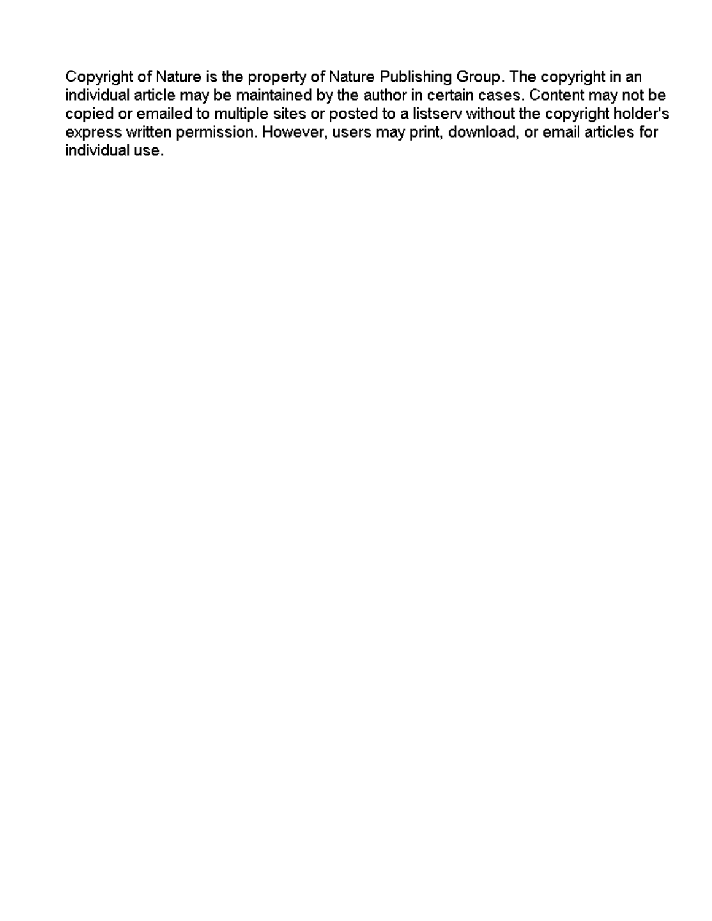Copyright of Nature is the property of Nature Publishing Group. The copyright in an individual article may be maintained by the author in certain cases. Content may not be copied or emailed to multiple sites or posted to a listserv without the copyright holder's express written permission. However, users may print, download, or email articles for individual use.